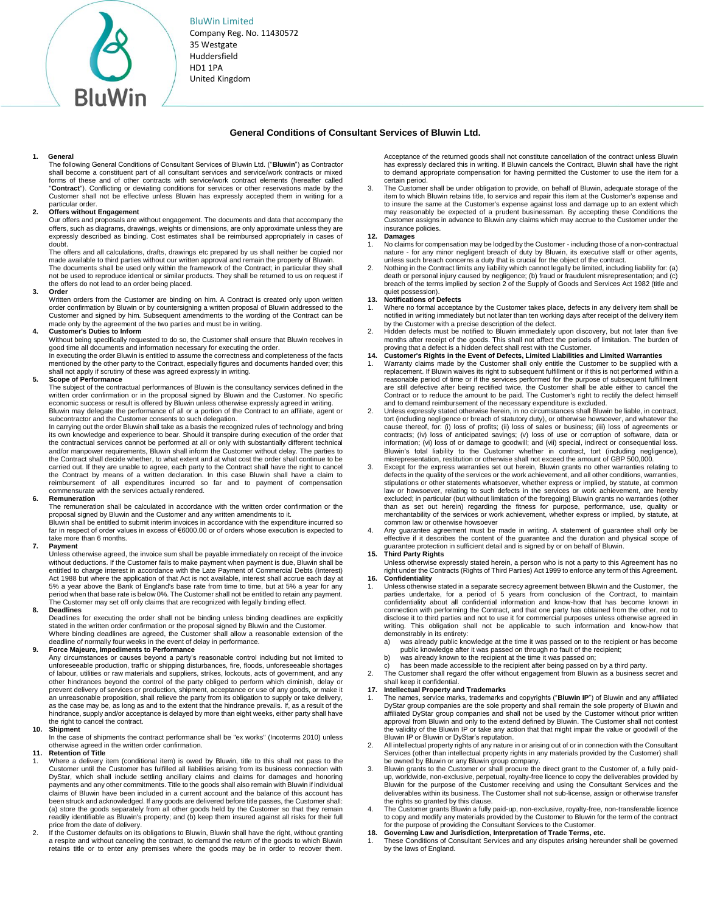BluWin Limited
Company Reg. No. 11430572
35 Westgate
Huddersfield
HD1 1PA
United Kingdom

# General Conditions of Consultant Services of Bluwin Ltd.

**1. General**

The following General Conditions of Consultant Services of Bluwin Ltd. ("**Bluwin**") as Contractor shall become a constituent part of all consultant services and service/work contracts or mixed forms of these and of other contracts with service/work contract elements (hereafter called "**Contract**"). Conflicting or deviating conditions for services or other reservations made by the Customer shall not be effective unless Bluwin has expressly accepted them in writing for a particular order.

**2. Offers without Engagement**

Our offers and proposals are without engagement. The documents and data that accompany the offers, such as diagrams, drawings, weights or dimensions, are only approximate unless they are expressly described as binding. Cost estimates shall be reimbursed appropriately in cases of doubt.

The offers and all calculations, drafts, drawings etc prepared by us shall neither be copied nor made available to third parties without our written approval and remain the property of Bluwin.

The documents shall be used only within the framework of the Contract; in particular they shall not be used to reproduce identical or similar products. They shall be returned to us on request if the offers do not lead to an order being placed.

**3. Order**

Written orders from the Customer are binding on him. A Contract is created only upon written order confirmation by Bluwin or by countersigning a written proposal of Bluwin addressed to the Customer and signed by him. Subsequent amendments to the wording of the Contract can be made only by the agreement of the two parties and must be in writing.

**4. Customer's Duties to Inform**

Without being specifically requested to do so, the Customer shall ensure that Bluwin receives in good time all documents and information necessary for executing the order.

In executing the order Bluwin is entitled to assume the correctness and completeness of the facts mentioned by the other party to the Contract, especially figures and documents handed over; this shall not apply if scrutiny of these was agreed expressly in writing.

**5. Scope of Performance**

The subject of the contractual performances of Bluwin is the consultancy services defined in the written order confirmation or in the proposal signed by Bluwin and the Customer. No specific economic success or result is offered by Bluwin unless otherwise expressly agreed in writing.

Bluwin may delegate the performance of all or a portion of the Contract to an affiliate, agent or subcontractor and the Customer consents to such delegation.

In carrying out the order Bluwin shall take as a basis the recognized rules of technology and bring its own knowledge and experience to bear. Should it transpire during execution of the order that the contractual services cannot be performed at all or only with substantially different technical and/or manpower requirements, Bluwin shall inform the Customer without delay. The parties to the Contract shall decide whether, to what extent and at what cost the order shall continue to be carried out. If they are unable to agree, each party to the Contract shall have the right to cancel the Contract by means of a written declaration. In this case Bluwin shall have a claim to reimbursement of all expenditures incurred so far and to payment of compensation commensurate with the services actually rendered.

**6. Remuneration**

The remuneration shall be calculated in accordance with the written order confirmation or the proposal signed by Bluwin and the Customer and any written amendments to it.

Bluwin shall be entitled to submit interim invoices in accordance with the expenditure incurred so far in respect of order values in excess of €6000.00 or of orders whose execution is expected to take more than 6 months.

**7. Payment**

Unless otherwise agreed, the invoice sum shall be payable immediately on receipt of the invoice without deductions. If the Customer fails to make payment when payment is due, Bluwin shall be entitled to charge interest in accordance with the Late Payment of Commercial Debts (Interest) Act 1988 but where the application of that Act is not available, interest shall accrue each day at 5% a year above the Bank of England's base rate from time to time, but at 5% a year for any period when that base rate is below 0%. The Customer shall not be entitled to retain any payment. The Customer may set off only claims that are recognized with legally binding effect.

**8. Deadlines**

Deadlines for executing the order shall not be binding unless binding deadlines are explicitly stated in the written order confirmation or the proposal signed by Bluwin and the Customer.

Where binding deadlines are agreed, the Customer shall allow a reasonable extension of the deadline of normally four weeks in the event of delay in performance.

**9. Force Majeure, Impediments to Performance**

Any circumstances or causes beyond a party's reasonable control including but not limited to unforeseeable production, traffic or shipping disturbances, fire, floods, unforeseeable shortages of labour, utilities or raw materials and suppliers, strikes, lockouts, acts of government, and any other hindrances beyond the control of the party obliged to perform which diminish, delay or prevent delivery of services or production, shipment, acceptance or use of any goods, or make it an unreasonable proposition, shall relieve the party from its obligation to supply or take delivery, as the case may be, as long as and to the extent that the hindrance prevails. If, as a result of the hindrance, supply and/or acceptance is delayed by more than eight weeks, either party shall have the right to cancel the contract.

**10. Shipment**

In the case of shipments the contract performance shall be "ex works" (Incoterms 2010) unless otherwise agreed in the written order confirmation.

**11. Retention of Title**

1. Where a delivery item (conditional item) is owed by Bluwin, title to this shall not pass to the Customer until the Customer has fulfilled all liabilities arising from its business connection with DyStar, which shall include settling ancillary claims and claims for damages and honoring payments and any other commitments. Title to the goods shall also remain with Bluwin if individual claims of Bluwin have been included in a current account and the balance of this account has been struck and acknowledged. If any goods are delivered before title passes, the Customer shall: (a) store the goods separately from all other goods held by the Customer so that they remain readily identifiable as Bluwin's property; and (b) keep them insured against all risks for their full price from the date of delivery.
2. If the Customer defaults on its obligations to Bluwin, Bluwin shall have the right, without granting a respite and without canceling the contract, to demand the return of the goods to which Bluwin retains title or to enter any premises where the goods may be in order to recover them. Acceptance of the returned goods shall not constitute cancellation of the contract unless Bluwin has expressly declared this in writing. If Bluwin cancels the Contract, Bluwin shall have the right to demand appropriate compensation for having permitted the Customer to use the item for a certain period.
3. The Customer shall be under obligation to provide, on behalf of Bluwin, adequate storage of the item to which Bluwin retains title, to service and repair this item at the Customer's expense and to insure the same at the Customer's expense against loss and damage up to an extent which may reasonably be expected of a prudent businessman. By accepting these Conditions the Customer assigns in advance to Bluwin any claims which may accrue to the Customer under the insurance policies.

**12. Damages**

1. No claims for compensation may be lodged by the Customer - including those of a non-contractual nature - for any minor negligent breach of duty by Bluwin, its executive staff or other agents, unless such breach concerns a duty that is crucial for the object of the contract.
2. Nothing in the Contract limits any liability which cannot legally be limited, including liability for: (a) death or personal injury caused by negligence; (b) fraud or fraudulent misrepresentation; and (c) breach of the terms implied by section 2 of the Supply of Goods and Services Act 1982 (title and quiet possession).

**13. Notifications of Defects**

1. Where no formal acceptance by the Customer takes place, defects in any delivery item shall be notified in writing immediately but not later than ten working days after receipt of the delivery item by the Customer with a precise description of the defect.
2. Hidden defects must be notified to Bluwin immediately upon discovery, but not later than five months after receipt of the goods. This shall not affect the periods of limitation. The burden of proving that a defect is a hidden defect shall rest with the Customer.

**14. Customer's Rights in the Event of Defects, Limited Liabilities and Limited Warranties**

1. Warranty claims made by the Customer shall only entitle the Customer to be supplied with a replacement. If Bluwin waives its right to subsequent fulfillment or if this is not performed within a reasonable period of time or if the services performed for the purpose of subsequent fulfillment are still defective after being rectified twice, the Customer shall be able either to cancel the Contract or to reduce the amount to be paid. The Customer's right to rectify the defect himself and to demand reimbursement of the necessary expenditure is excluded.
2. Unless expressly stated otherwise herein, in no circumstances shall Bluwin be liable, in contract, tort (including negligence or breach of statutory duty), or otherwise howsoever, and whatever the cause thereof, for: (i) loss of profits; (ii) loss of sales or business; (iii) loss of agreements or contracts; (iv) loss of anticipated savings; (v) loss of use or corruption of software, data or information; (vi) loss of or damage to goodwill; and (vii) special, indirect or consequential loss. Bluwin's total liability to the Customer whether in contract, tort (including negligence), misrepresentation, restitution or otherwise shall not exceed the amount of GBP 500,000.
3. Except for the express warranties set out herein, Bluwin grants no other warranties relating to defects in the quality of the services or the work achievement, and all other conditions, warranties, stipulations or other statements whatsoever, whether express or implied, by statute, at common law or howsoever, relating to such defects in the services or work achievement, are hereby excluded; in particular (but without limitation of the foregoing) Bluwin grants no warranties (other than as set out herein) regarding the fitness for purpose, performance, use, quality or merchantability of the services or work achievement, whether express or implied, by statute, at common law or otherwise howsoever
4. Any guarantee agreement must be made in writing. A statement of guarantee shall only be effective if it describes the content of the guarantee and the duration and physical scope of guarantee protection in sufficient detail and is signed by or on behalf of Bluwin.

**15. Third Party Rights**

Unless otherwise expressly stated herein, a person who is not a party to this Agreement has no right under the Contracts (Rights of Third Parties) Act 1999 to enforce any term of this Agreement.

**16. Confidentiality**

1. Unless otherwise stated in a separate secrecy agreement between Bluwin and the Customer, the parties undertake, for a period of 5 years from conclusion of the Contract, to maintain confidentiality about all confidential information and know-how that has become known in connection with performing the Contract, and that one party has obtained from the other, not to disclose it to third parties and not to use it for commercial purposes unless otherwise agreed in writing. This obligation shall not be applicable to such information and know-how that demonstrably in its entirety:
   a) was already public knowledge at the time it was passed on to the recipient or has become public knowledge after it was passed on through no fault of the recipient;
   b) was already known to the recipient at the time it was passed on;
   c) has been made accessible to the recipient after being passed on by a third party.
2. The Customer shall regard the offer without engagement from Bluwin as a business secret and shall keep it confidential.

**17. Intellectual Property and Trademarks**

1. The names, service marks, trademarks and copyrights ("**Bluwin IP**") of Bluwin and any affiliated DyStar group companies are the sole property and shall remain the sole property of Bluwin and affiliated DyStar group companies and shall not be used by the Customer without prior written approval from Bluwin and only to the extend defined by Bluwin. The Customer shall not contest the validity of the Bluwin IP or take any action that that might impair the value or goodwill of the Bluwin IP or Bluwin or DyStar's reputation.
2. All intellectual property rights of any nature in or arising out of or in connection with the Consultant Services (other than intellectual property rights in any materials provided by the Customer) shall be owned by Bluwin or any Bluwin group company.
3. Bluwin grants to the Customer or shall procure the direct grant to the Customer of, a fully paid-up, worldwide, non-exclusive, perpetual, royalty-free licence to copy the deliverables provided by Bluwin for the purpose of the Customer receiving and using the Consultant Services and the deliverables within its business. The Customer shall not sub-license, assign or otherwise transfer the rights so granted by this clause.
4. The Customer grants Bluwin a fully paid-up, non-exclusive, royalty-free, non-transferable licence to copy and modify any materials provided by the Customer to Bluwin for the term of the contract for the purpose of providing the Consultant Services to the Customer.

**18. Governing Law and Jurisdiction, Interpretation of Trade Terms, etc.**

1. These Conditions of Consultant Services and any disputes arising hereunder shall be governed by the laws of England.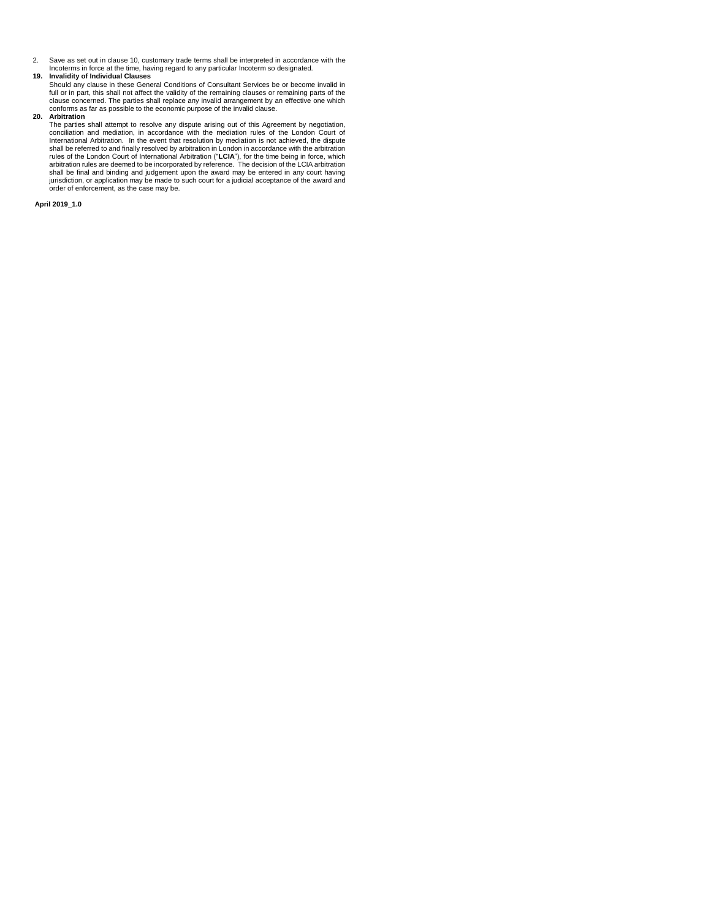2. Save as set out in clause 10, customary trade terms shall be interpreted in accordance with the Incoterms in force at the time, having regard to any particular Incoterm so designated.

**19. Invalidity of Individual Clauses**

Should any clause in these General Conditions of Consultant Services be or become invalid in full or in part, this shall not affect the validity of the remaining clauses or remaining parts of the clause concerned. The parties shall replace any invalid arrangement by an effective one which conforms as far as possible to the economic purpose of the invalid clause.

**20. Arbitration**

The parties shall attempt to resolve any dispute arising out of this Agreement by negotiation, conciliation and mediation, in accordance with the mediation rules of the London Court of International Arbitration. In the event that resolution by mediation is not achieved, the dispute shall be referred to and finally resolved by arbitration in London in accordance with the arbitration rules of the London Court of International Arbitration ("**LCIA**"), for the time being in force, which arbitration rules are deemed to be incorporated by reference. The decision of the LCIA arbitration shall be final and binding and judgement upon the award may be entered in any court having jurisdiction, or application may be made to such court for a judicial acceptance of the award and order of enforcement, as the case may be.

**April 2019_1.0**